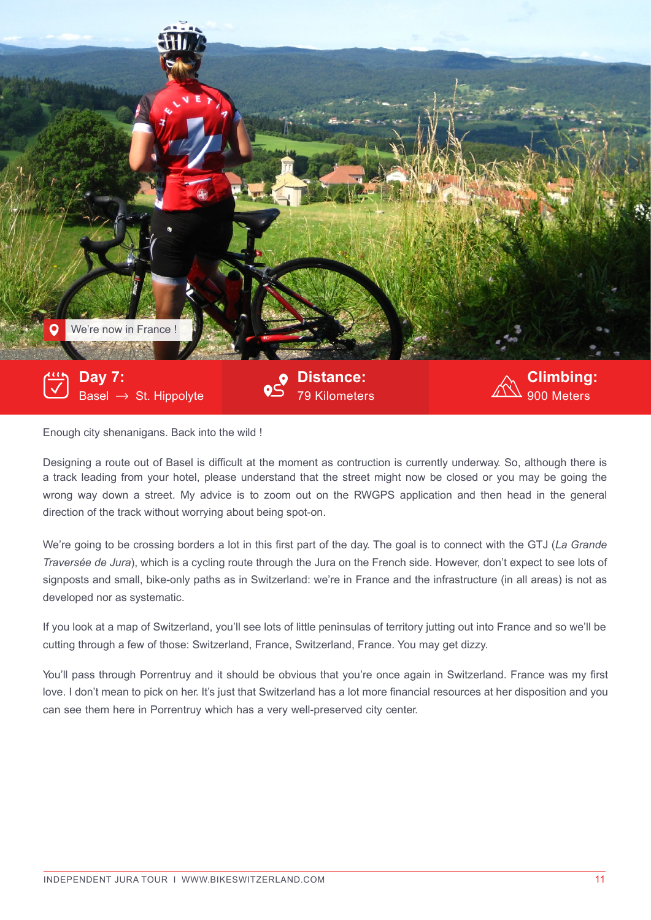We're now in France !

**Day 7:** Basel → St. Hippolyte

**Distance:** 79 Kilometers

**Climbing:** 900 Meters

Enough city shenanigans. Back into the wild !

Designing a route out of Basel is difficult at the moment as contruction is currently underway. So, although there is a track leading from your hotel, please understand that the street might now be closed or you may be going the wrong way down a street. My advice is to zoom out on the RWGPS application and then head in the general direction of the track without worrying about being spot-on.

We're going to be crossing borders a lot in this first part of the day. The goal is to connect with the GTJ (*La Grande Traversée de Jura*), which is a cycling route through the Jura on the French side. However, don't expect to see lots of signposts and small, bike-only paths as in Switzerland: we're in France and the infrastructure (in all areas) is not as developed nor as systematic.

If you look at a map of Switzerland, you'll see lots of little peninsulas of territory jutting out into France and so we'll be cutting through a few of those: Switzerland, France, Switzerland, France. You may get dizzy.

You'll pass through Porrentruy and it should be obvious that you're once again in Switzerland. France was my first love. I don't mean to pick on her. It's just that Switzerland has a lot more financial resources at her disposition and you can see them here in Porrentruy which has a very well-preserved city center.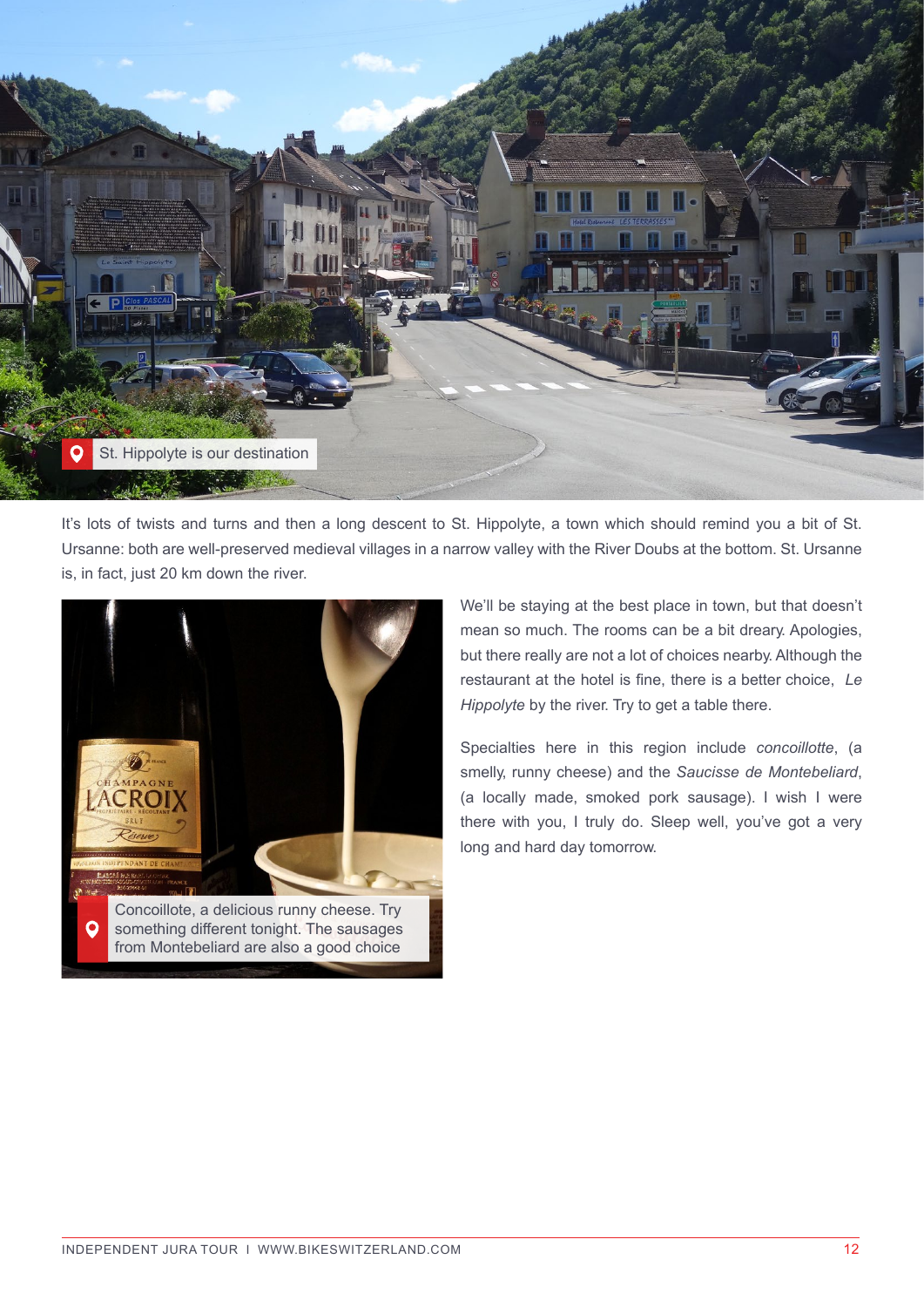St. Hippolyte is our destination

It's lots of twists and turns and then a long descent to St. Hippolyte, a town which should remind you a bit of St. Ursanne: both are well-preserved medieval villages in a narrow valley with the River Doubs at the bottom. St. Ursanne is, in fact, just 20 km down the river.

We'll be staying at the best place in town, but that doesn't mean so much. The rooms can be a bit dreary. Apologies, but there really are not a lot of choices nearby. Although the restaurant at the hotel is fine, there is a better choice, *Le Hippolyte* by the river. Try to get a table there.

Specialties here in this region include *concoillotte*, (a smelly, runny cheese) and the *Saucisse de Montebeliard*, (a locally made, smoked pork sausage). I wish I were there with you, I truly do. Sleep well, you've got a very long and hard day tomorrow.

Concoillote, a delicious runny cheese. Try something different tonight. The sausages from Montebeliard are also a good choice